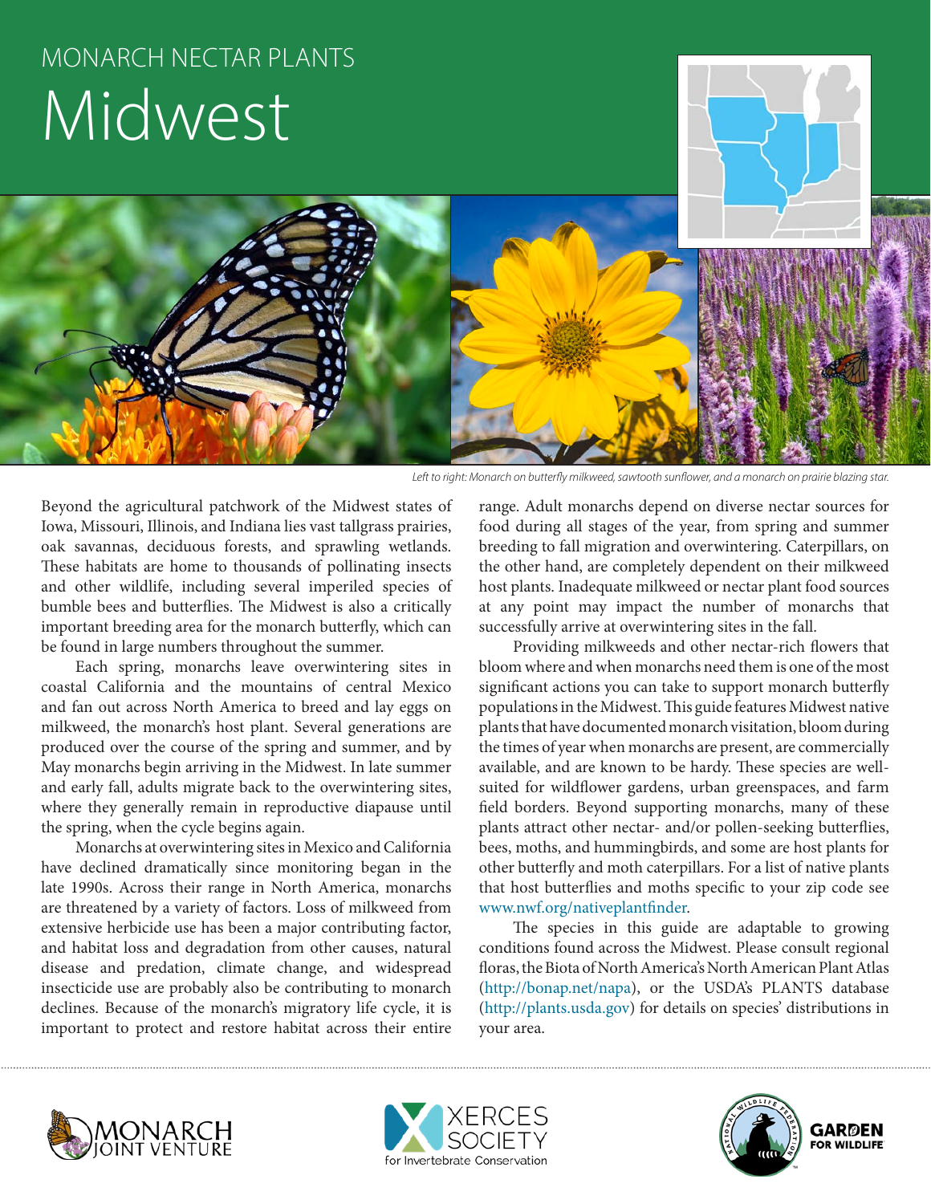MONARCH NECTAR PLANTS

# Midwest

*Left to right: Monarch on butterfly milkweed, sawtooth sunflower, and a monarch on prairie blazing star.*

Beyond the agricultural patchwork of the Midwest states of Iowa, Missouri, Illinois, and Indiana lies vast tallgrass prairies, oak savannas, deciduous forests, and sprawling wetlands. These habitats are home to thousands of pollinating insects and other wildlife, including several imperiled species of bumble bees and butterflies. The Midwest is also a critically important breeding area for the monarch butterfly, which can be found in large numbers throughout the summer.

Each spring, monarchs leave overwintering sites in coastal California and the mountains of central Mexico and fan out across North America to breed and lay eggs on milkweed, the monarch's host plant. Several generations are produced over the course of the spring and summer, and by May monarchs begin arriving in the Midwest. In late summer and early fall, adults migrate back to the overwintering sites, where they generally remain in reproductive diapause until the spring, when the cycle begins again.

Monarchs at overwintering sites in Mexico and California have declined dramatically since monitoring began in the late 1990s. Across their range in North America, monarchs are threatened by a variety of factors. Loss of milkweed from extensive herbicide use has been a major contributing factor, and habitat loss and degradation from other causes, natural disease and predation, climate change, and widespread insecticide use are probably also be contributing to monarch declines. Because of the monarch's migratory life cycle, it is important to protect and restore habitat across their entire range. Adult monarchs depend on diverse nectar sources for food during all stages of the year, from spring and summer breeding to fall migration and overwintering. Caterpillars, on the other hand, are completely dependent on their milkweed host plants. Inadequate milkweed or nectar plant food sources at any point may impact the number of monarchs that successfully arrive at overwintering sites in the fall.

Providing milkweeds and other nectar-rich flowers that bloom where and when monarchs need them is one of the most significant actions you can take to support monarch butterfly populations in the Midwest. This guide features Midwest native plants that have documented monarch visitation, bloom during the times of year when monarchs are present, are commercially available, and are known to be hardy. These species are well-suited for wildflower gardens, urban greenspaces, and farm field borders. Beyond supporting monarchs, many of these plants attract other nectar- and/or pollen-seeking butterflies, bees, moths, and hummingbirds, and some are host plants for other butterfly and moth caterpillars. For a list of native plants that host butterflies and moths specific to your zip code see www.nwf.org/nativeplantfinder.

The species in this guide are adaptable to growing conditions found across the Midwest. Please consult regional floras, the Biota of North America's North American Plant Atlas (http://bonap.net/napa), or the USDA's PLANTS database (http://plants.usda.gov) for details on species' distributions in your area.

MONARCH JOINT VENTURE | XERCES SOCIETY for Invertebrate Conservation | NATIONAL WILDLIFE FEDERATION GARDEN FOR WILDLIFE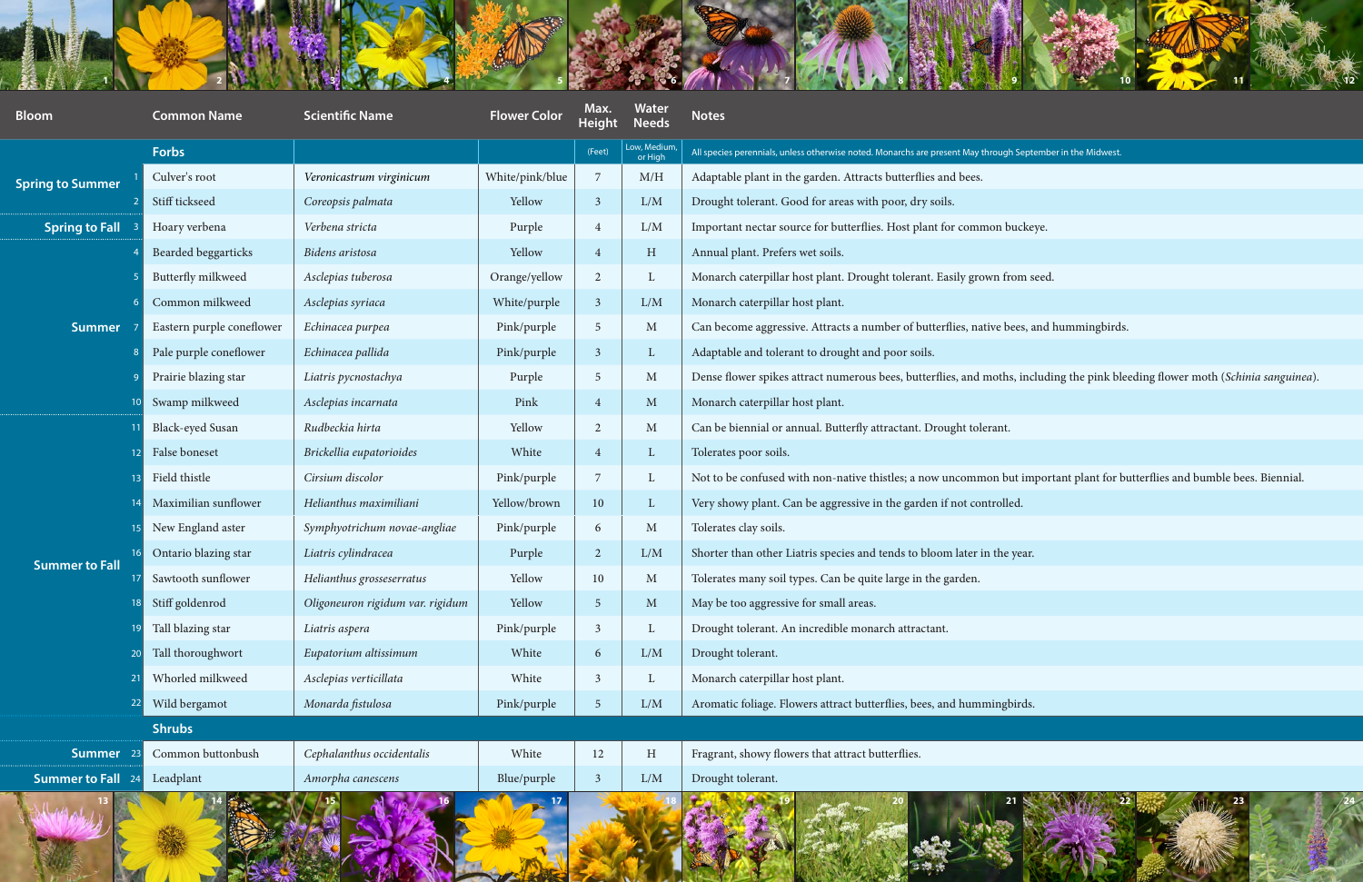| Bloom | # | Common Name | Scientific Name | Flower Color | Max. Height (Feet) | Water Needs (Low, Medium, or High) | Notes |
|---|---|---|---|---|---|---|---|
| | | **Forbs** | | | | | All species perennials, unless otherwise noted. Monarchs are present May through September in the Midwest. |
| Spring to Summer | 1 | Culver's root | *Veronicastrum virginicum* | White/pink/blue | 7 | M/H | Adaptable plant in the garden. Attracts butterflies and bees. |
| | 2 | Stiff tickseed | *Coreopsis palmata* | Yellow | 3 | L/M | Drought tolerant. Good for areas with poor, dry soils. |
| Spring to Fall | 3 | Hoary verbena | *Verbena stricta* | Purple | 4 | L/M | Important nectar source for butterflies. Host plant for common buckeye. |
| Summer | 4 | Bearded beggarticks | *Bidens aristosa* | Yellow | 4 | H | Annual plant. Prefers wet soils. |
| | 5 | Butterfly milkweed | *Asclepias tuberosa* | Orange/yellow | 2 | L | Monarch caterpillar host plant. Drought tolerant. Easily grown from seed. |
| | 6 | Common milkweed | *Asclepias syriaca* | White/purple | 3 | L/M | Monarch caterpillar host plant. |
| | 7 | Eastern purple coneflower | *Echinacea purpea* | Pink/purple | 5 | M | Can become aggressive. Attracts a number of butterflies, native bees, and hummingbirds. |
| | 8 | Pale purple coneflower | *Echinacea pallida* | Pink/purple | 3 | L | Adaptable and tolerant to drought and poor soils. |
| | 9 | Prairie blazing star | *Liatris pycnostachya* | Purple | 5 | M | Dense flower spikes attract numerous bees, butterflies, and moths, including the pink bleeding flower moth (*Schinia sanguinea*). |
| | 10 | Swamp milkweed | *Asclepias incarnata* | Pink | 4 | M | Monarch caterpillar host plant. |
| Summer to Fall | 11 | Black-eyed Susan | *Rudbeckia hirta* | Yellow | 2 | M | Can be biennial or annual. Butterfly attractant. Drought tolerant. |
| | 12 | False boneset | *Brickellia eupatorioides* | White | 4 | L | Tolerates poor soils. |
| | 13 | Field thistle | *Cirsium discolor* | Pink/purple | 7 | L | Not to be confused with non-native thistles; a now uncommon but important plant for butterflies and bumble bees. Biennial. |
| | 14 | Maximilian sunflower | *Helianthus maximiliani* | Yellow/brown | 10 | L | Very showy plant. Can be aggressive in the garden if not controlled. |
| | 15 | New England aster | *Symphyotrichum novae-angliae* | Pink/purple | 6 | M | Tolerates clay soils. |
| | 16 | Ontario blazing star | *Liatris cylindracea* | Purple | 2 | L/M | Shorter than other Liatris species and tends to bloom later in the year. |
| | 17 | Sawtooth sunflower | *Helianthus grosseserratus* | Yellow | 10 | M | Tolerates many soil types. Can be quite large in the garden. |
| | 18 | Stiff goldenrod | *Oligoneuron rigidum var. rigidum* | Yellow | 5 | M | May be too aggressive for small areas. |
| | 19 | Tall blazing star | *Liatris aspera* | Pink/purple | 3 | L | Drought tolerant. An incredible monarch attractant. |
| | 20 | Tall thoroughwort | *Eupatorium altissimum* | White | 6 | L/M | Drought tolerant. |
| | 21 | Whorled milkweed | *Asclepias verticillata* | White | 3 | L | Monarch caterpillar host plant. |
| | 22 | Wild bergamot | *Monarda fistulosa* | Pink/purple | 5 | L/M | Aromatic foliage. Flowers attract butterflies, bees, and hummingbirds. |
| | | **Shrubs** | | | | | |
| Summer | 23 | Common buttonbush | *Cephalanthus occidentalis* | White | 12 | H | Fragrant, showy flowers that attract butterflies. |
| Summer to Fall | 24 | Leadplant | *Amorpha canescens* | Blue/purple | 3 | L/M | Drought tolerant. |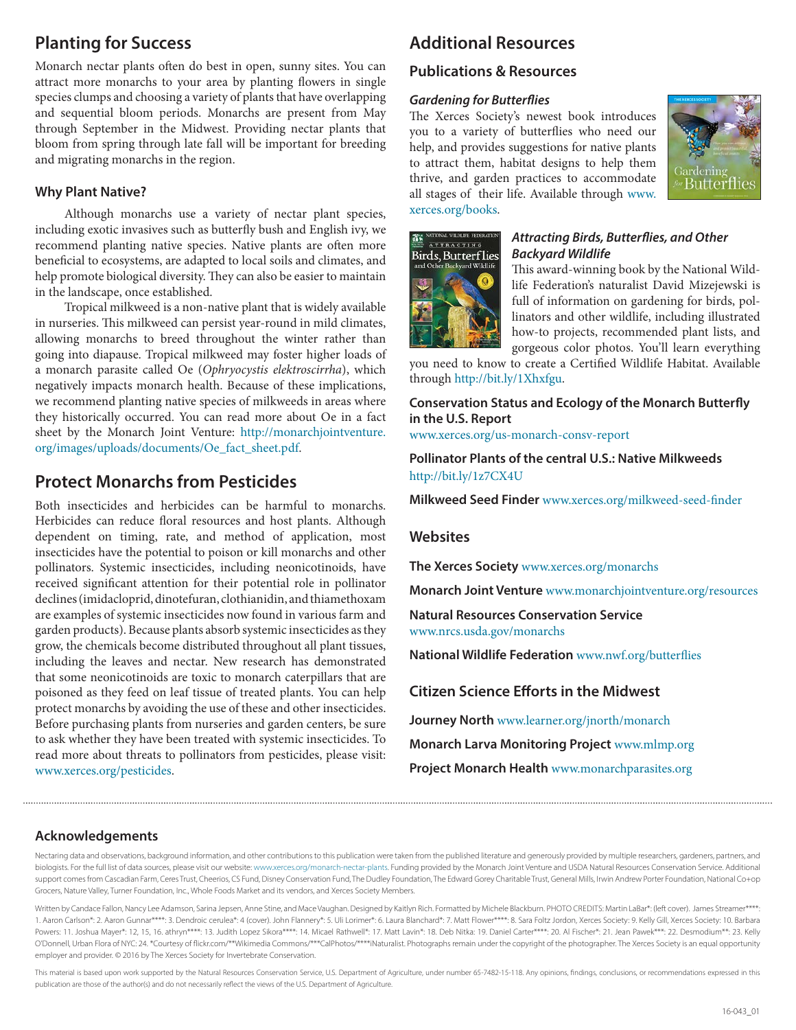## Planting for Success

Monarch nectar plants often do best in open, sunny sites. You can attract more monarchs to your area by planting flowers in single species clumps and choosing a variety of plants that have overlapping and sequential bloom periods. Monarchs are present from May through September in the Midwest. Providing nectar plants that bloom from spring through late fall will be important for breeding and migrating monarchs in the region.

### Why Plant Native?

Although monarchs use a variety of nectar plant species, including exotic invasives such as butterfly bush and English ivy, we recommend planting native species. Native plants are often more beneficial to ecosystems, are adapted to local soils and climates, and help promote biological diversity. They can also be easier to maintain in the landscape, once established.

Tropical milkweed is a non-native plant that is widely available in nurseries. This milkweed can persist year-round in mild climates, allowing monarchs to breed throughout the winter rather than going into diapause. Tropical milkweed may foster higher loads of a monarch parasite called Oe (*Ophryocystis elektroscirrha*), which negatively impacts monarch health. Because of these implications, we recommend planting native species of milkweeds in areas where they historically occurred. You can read more about Oe in a fact sheet by the Monarch Joint Venture: http://monarchjointventure.org/images/uploads/documents/Oe_fact_sheet.pdf.

## Protect Monarchs from Pesticides

Both insecticides and herbicides can be harmful to monarchs. Herbicides can reduce floral resources and host plants. Although dependent on timing, rate, and method of application, most insecticides have the potential to poison or kill monarchs and other pollinators. Systemic insecticides, including neonicotinoids, have received significant attention for their potential role in pollinator declines (imidacloprid, dinotefuran, clothianidin, and thiamethoxam are examples of systemic insecticides now found in various farm and garden products). Because plants absorb systemic insecticides as they grow, the chemicals become distributed throughout all plant tissues, including the leaves and nectar. New research has demonstrated that some neonicotinoids are toxic to monarch caterpillars that are poisoned as they feed on leaf tissue of treated plants. You can help protect monarchs by avoiding the use of these and other insecticides. Before purchasing plants from nurseries and garden centers, be sure to ask whether they have been treated with systemic insecticides. To read more about threats to pollinators from pesticides, please visit: www.xerces.org/pesticides.

## Additional Resources

### Publications & Resources

***Gardening for Butterflies***

The Xerces Society's newest book introduces you to a variety of butterflies who need our help, and provides suggestions for native plants to attract them, habitat designs to help them thrive, and garden practices to accommodate all stages of their life. Available through www.xerces.org/books.

***Attracting Birds, Butterflies, and Other Backyard Wildlife***

This award-winning book by the National Wildlife Federation's naturalist David Mizejewski is full of information on gardening for birds, pollinators and other wildlife, including illustrated how-to projects, recommended plant lists, and gorgeous color photos. You'll learn everything you need to know to create a Certified Wildlife Habitat. Available through http://bit.ly/1Xhxfgu.

**Conservation Status and Ecology of the Monarch Butterfly in the U.S. Report**
www.xerces.org/us-monarch-consv-report

**Pollinator Plants of the central U.S.: Native Milkweeds**
http://bit.ly/1z7CX4U

**Milkweed Seed Finder** www.xerces.org/milkweed-seed-finder

### Websites

**The Xerces Society** www.xerces.org/monarchs

**Monarch Joint Venture** www.monarchjointventure.org/resources

**Natural Resources Conservation Service**
www.nrcs.usda.gov/monarchs

**National Wildlife Federation** www.nwf.org/butterflies

### Citizen Science Efforts in the Midwest

**Journey North** www.learner.org/jnorth/monarch

**Monarch Larva Monitoring Project** www.mlmp.org

**Project Monarch Health** www.monarchparasites.org

## Acknowledgements

Nectaring data and observations, background information, and other contributions to this publication were taken from the published literature and generously provided by multiple researchers, gardeners, partners, and biologists. For the full list of data sources, please visit our website: www.xerces.org/monarch-nectar-plants. Funding provided by the Monarch Joint Venture and USDA Natural Resources Conservation Service. Additional support comes from Cascadian Farm, Ceres Trust, Cheerios, CS Fund, Disney Conservation Fund, The Dudley Foundation, The Edward Gorey Charitable Trust, General Mills, Irwin Andrew Porter Foundation, National Co+op Grocers, Nature Valley, Turner Foundation, Inc., Whole Foods Market and its vendors, and Xerces Society Members.

Written by Candace Fallon, Nancy Lee Adamson, Sarina Jepsen, Anne Stine, and Mace Vaughan. Designed by Kaitlyn Rich. Formatted by Michele Blackburn. PHOTO CREDITS: Martin LaBar*: (left cover). James Streamer****: 1. Aaron Carlson*: 2. Aaron Gunnar****: 3. Dendroic cerulea*: 4 (cover). John Flannery*: 5. Uli Lorimer*: 6. Laura Blanchard*: 7. Matt Flower****: 8. Sara Foltz Jordon, Xerces Society: 9. Kelly Gill, Xerces Society: 10. Barbara Powers: 11. Joshua Mayer*: 12, 15, 16. athryn****: 13. Judith Lopez Sikora****: 14. Micael Rathwell*: 17. Matt Lavin*: 18. Deb Nitka: 19. Daniel Carter****: 20. Al Fischer*: 21. Jean Pawek***: 22. Desmodium**: 23. Kelly O'Donnell, Urban Flora of NYC: 24. *Courtesy of flickr.com/**Wikimedia Commons/***CalPhotos/****iNaturalist. Photographs remain under the copyright of the photographer. The Xerces Society is an equal opportunity employer and provider. © 2016 by The Xerces Society for Invertebrate Conservation.

This material is based upon work supported by the Natural Resources Conservation Service, U.S. Department of Agriculture, under number 65-7482-15-118. Any opinions, findings, conclusions, or recommendations expressed in this publication are those of the author(s) and do not necessarily reflect the views of the U.S. Department of Agriculture.

16-043_01